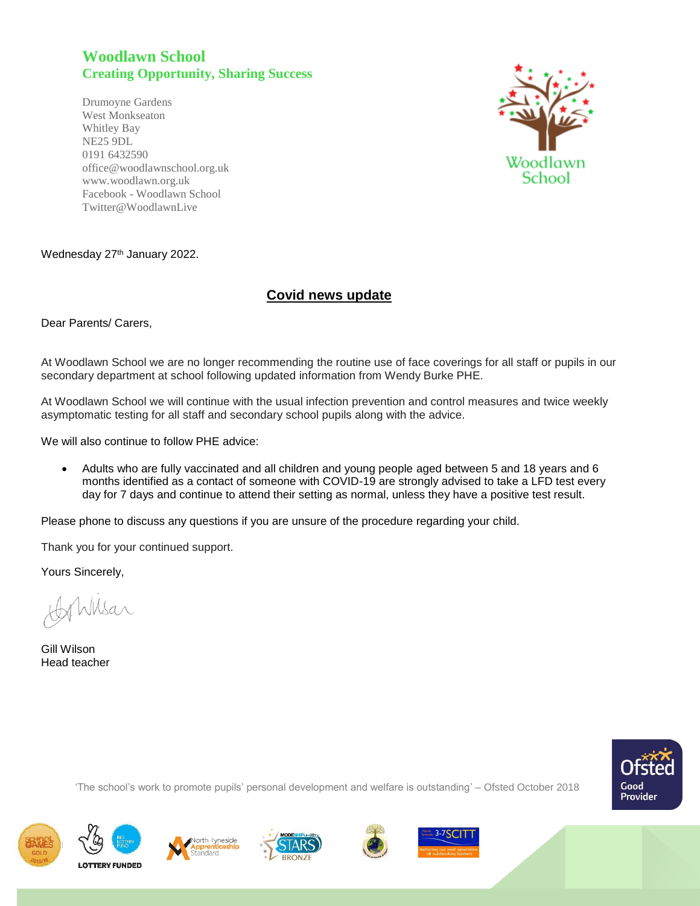# Woodlawn School

**Creating Opportunity, Sharing Success**

Drumoyne Gardens
West Monkseaton
Whitley Bay
NE25 9DL
0191 6432590
office@woodlawnschool.org.uk
www.woodlawn.org.uk
Facebook - Woodlawn School
Twitter@WoodlawnLive

Wednesday 27th January 2022.

## Covid news update

Dear Parents/ Carers,

At Woodlawn School we are no longer recommending the routine use of face coverings for all staff or pupils in our secondary department at school following updated information from Wendy Burke PHE.

At Woodlawn School we will continue with the usual infection prevention and control measures and twice weekly asymptomatic testing for all staff and secondary school pupils along with the advice.

We will also continue to follow PHE advice:

- Adults who are fully vaccinated and all children and young people aged between 5 and 18 years and 6 months identified as a contact of someone with COVID-19 are strongly advised to take a LFD test every day for 7 days and continue to attend their setting as normal, unless they have a positive test result.

Please phone to discuss any questions if you are unsure of the procedure regarding your child.

Thank you for your continued support.

Yours Sincerely,

Gill Wilson
Head teacher

'The school's work to promote pupils' personal development and welfare is outstanding' – Ofsted October 2018